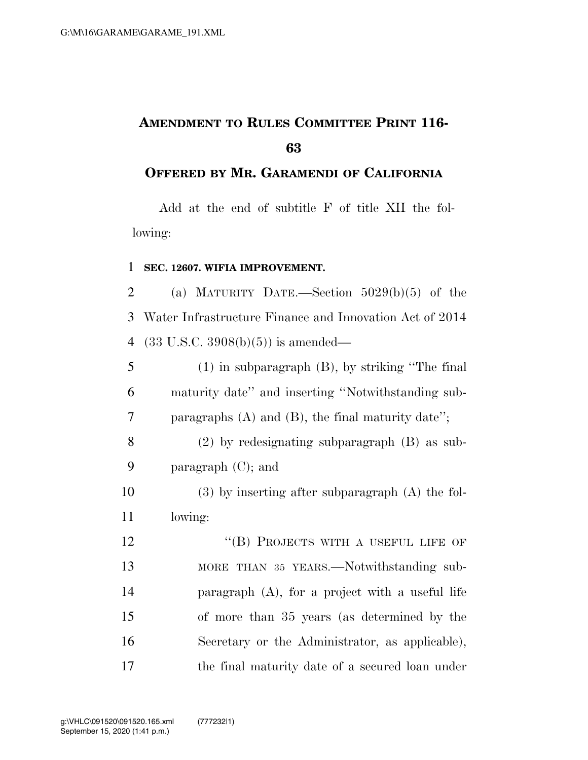# AMENDMENT TO RULES COMMITTEE PRINT 116-63

## OFFERED BY MR. GARAMENDI OF CALIFORNIA

Add at the end of subtitle F of title XII the following:

**SEC. 12607. WIFIA IMPROVEMENT.**

(a) MATURITY DATE.—Section 5029(b)(5) of the Water Infrastructure Finance and Innovation Act of 2014 (33 U.S.C. 3908(b)(5)) is amended—

(1) in subparagraph (B), by striking "The final maturity date" and inserting "Notwithstanding subparagraphs (A) and (B), the final maturity date";

(2) by redesignating subparagraph (B) as subparagraph (C); and

(3) by inserting after subparagraph (A) the following:

"(B) PROJECTS WITH A USEFUL LIFE OF MORE THAN 35 YEARS.—Notwithstanding subparagraph (A), for a project with a useful life of more than 35 years (as determined by the Secretary or the Administrator, as applicable), the final maturity date of a secured loan under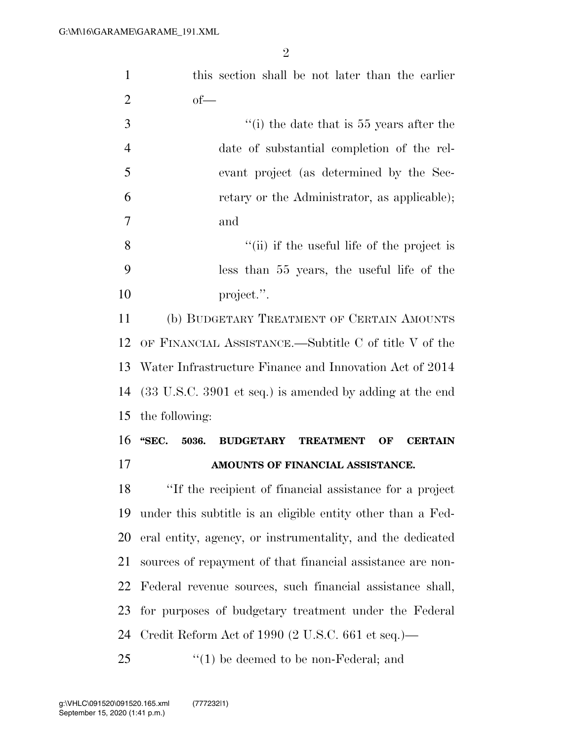this section shall be not later than the earlier of—

''(i) the date that is 55 years after the date of substantial completion of the relevant project (as determined by the Secretary or the Administrator, as applicable); and

''(ii) if the useful life of the project is less than 55 years, the useful life of the project.''.

(b) BUDGETARY TREATMENT OF CERTAIN AMOUNTS OF FINANCIAL ASSISTANCE.—Subtitle C of title V of the Water Infrastructure Finance and Innovation Act of 2014 (33 U.S.C. 3901 et seq.) is amended by adding at the end the following:

**''SEC. 5036. BUDGETARY TREATMENT OF CERTAIN AMOUNTS OF FINANCIAL ASSISTANCE.**

''If the recipient of financial assistance for a project under this subtitle is an eligible entity other than a Federal entity, agency, or instrumentality, and the dedicated sources of repayment of that financial assistance are non-Federal revenue sources, such financial assistance shall, for purposes of budgetary treatment under the Federal Credit Reform Act of 1990 (2 U.S.C. 661 et seq.)—

''(1) be deemed to be non-Federal; and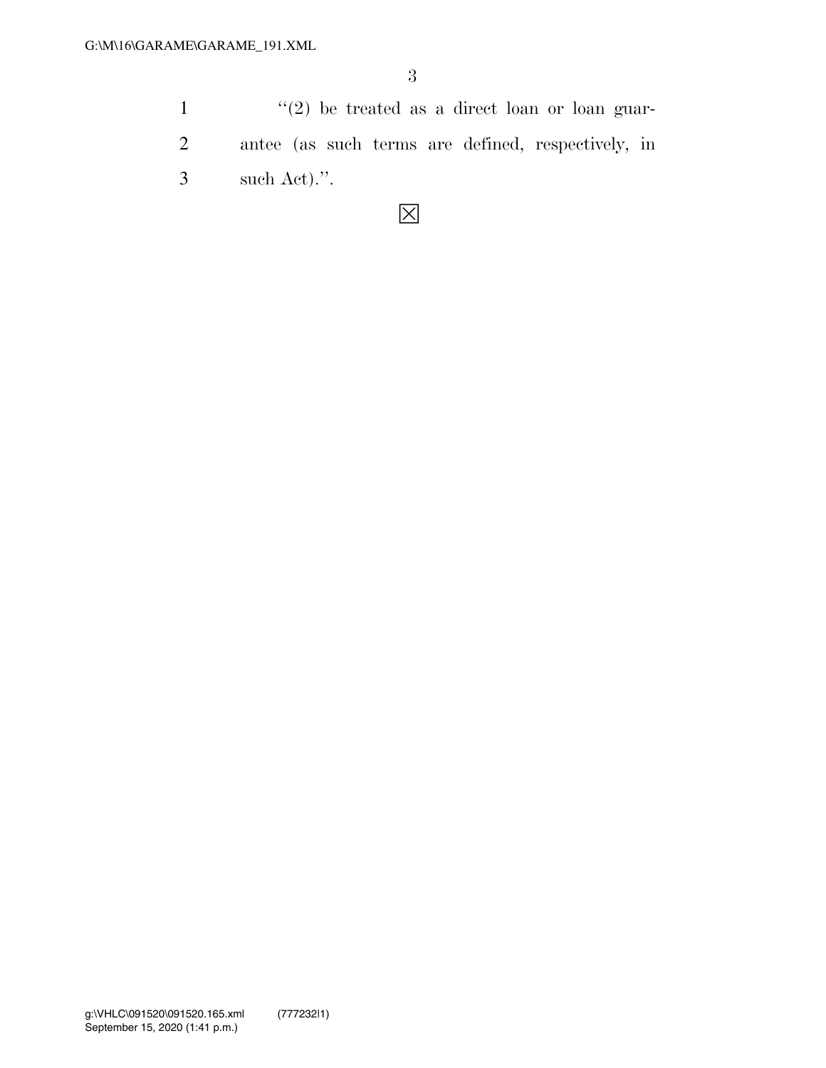"(2) be treated as a direct loan or loan guarantee (as such terms are defined, respectively, in such Act).".

☒